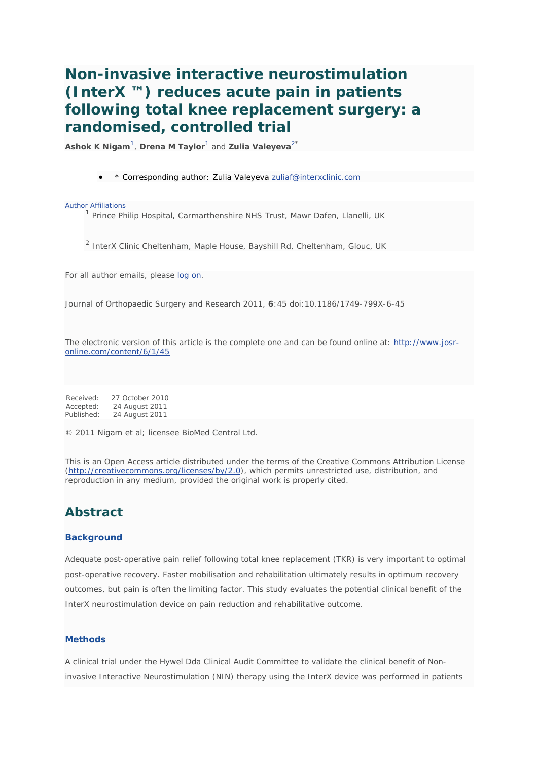# Non-invasive interactive neurostimulation (InterX ™) reduces acute pain in patients following total knee replacement surgery: a randomised, controlled trial

**Ashok K Nigam**[1], **Drena M Taylor**[1] and **Zulia Valeyeva**[2*]

- \* Corresponding author: Zulia Valeyeva zuliaf@interxclinic.com

Author Affiliations

[1] Prince Philip Hospital, Carmarthenshire NHS Trust, Mawr Dafen, Llanelli, UK

[2] InterX Clinic Cheltenham, Maple House, Bayshill Rd, Cheltenham, Glouc, UK

For all author emails, please log on.

Journal of Orthopaedic Surgery and Research 2011, **6**:45 doi:10.1186/1749-799X-6-45

The electronic version of this article is the complete one and can be found online at: http://www.josr-online.com/content/6/1/45

| | |
|---|---|
| Received: | 27 October 2010 |
| Accepted: | 24 August 2011 |
| Published: | 24 August 2011 |

© 2011 Nigam et al; licensee BioMed Central Ltd.

This is an Open Access article distributed under the terms of the Creative Commons Attribution License (http://creativecommons.org/licenses/by/2.0), which permits unrestricted use, distribution, and reproduction in any medium, provided the original work is properly cited.

## Abstract

### Background

Adequate post-operative pain relief following total knee replacement (TKR) is very important to optimal post-operative recovery. Faster mobilisation and rehabilitation ultimately results in optimum recovery outcomes, but pain is often the limiting factor. This study evaluates the potential clinical benefit of the InterX neurostimulation device on pain reduction and rehabilitative outcome.

### Methods

A clinical trial under the Hywel Dda Clinical Audit Committee to validate the clinical benefit of Non-invasive Interactive Neurostimulation (NIN) therapy using the InterX device was performed in patients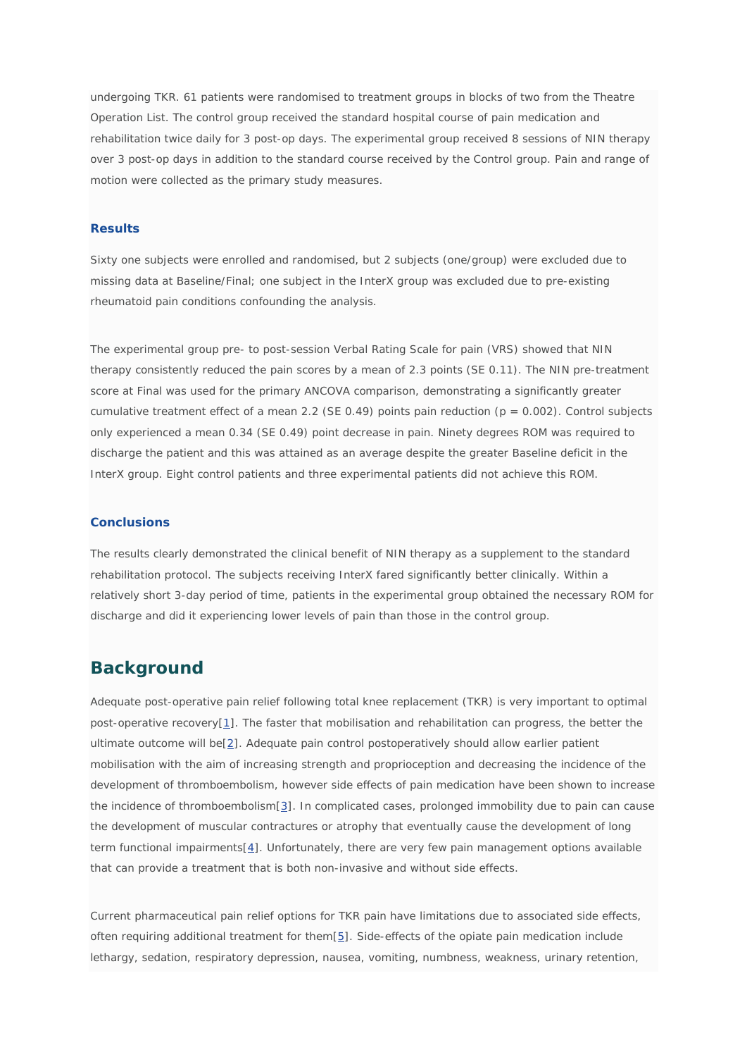undergoing TKR. 61 patients were randomised to treatment groups in blocks of two from the Theatre Operation List. The control group received the standard hospital course of pain medication and rehabilitation twice daily for 3 post-op days. The experimental group received 8 sessions of NIN therapy over 3 post-op days in addition to the standard course received by the Control group. Pain and range of motion were collected as the primary study measures.

### Results

Sixty one subjects were enrolled and randomised, but 2 subjects (one/group) were excluded due to missing data at Baseline/Final; one subject in the InterX group was excluded due to pre-existing rheumatoid pain conditions confounding the analysis.

The experimental group pre- to post-session Verbal Rating Scale for pain (VRS) showed that NIN therapy consistently reduced the pain scores by a mean of 2.3 points (SE 0.11). The NIN pre-treatment score at Final was used for the primary ANCOVA comparison, demonstrating a significantly greater cumulative treatment effect of a mean 2.2 (SE 0.49) points pain reduction ($p = 0.002$). Control subjects only experienced a mean 0.34 (SE 0.49) point decrease in pain. Ninety degrees ROM was required to discharge the patient and this was attained as an average despite the greater Baseline deficit in the InterX group. Eight control patients and three experimental patients did not achieve this ROM.

### Conclusions

The results clearly demonstrated the clinical benefit of NIN therapy as a supplement to the standard rehabilitation protocol. The subjects receiving InterX fared significantly better clinically. Within a relatively short 3-day period of time, patients in the experimental group obtained the necessary ROM for discharge and did it experiencing lower levels of pain than those in the control group.

## Background

Adequate post-operative pain relief following total knee replacement (TKR) is very important to optimal post-operative recovery[1]. The faster that mobilisation and rehabilitation can progress, the better the ultimate outcome will be[2]. Adequate pain control postoperatively should allow earlier patient mobilisation with the aim of increasing strength and proprioception and decreasing the incidence of the development of thromboembolism, however side effects of pain medication have been shown to increase the incidence of thromboembolism[3]. In complicated cases, prolonged immobility due to pain can cause the development of muscular contractures or atrophy that eventually cause the development of long term functional impairments[4]. Unfortunately, there are very few pain management options available that can provide a treatment that is both non-invasive and without side effects.

Current pharmaceutical pain relief options for TKR pain have limitations due to associated side effects, often requiring additional treatment for them[5]. Side-effects of the opiate pain medication include lethargy, sedation, respiratory depression, nausea, vomiting, numbness, weakness, urinary retention,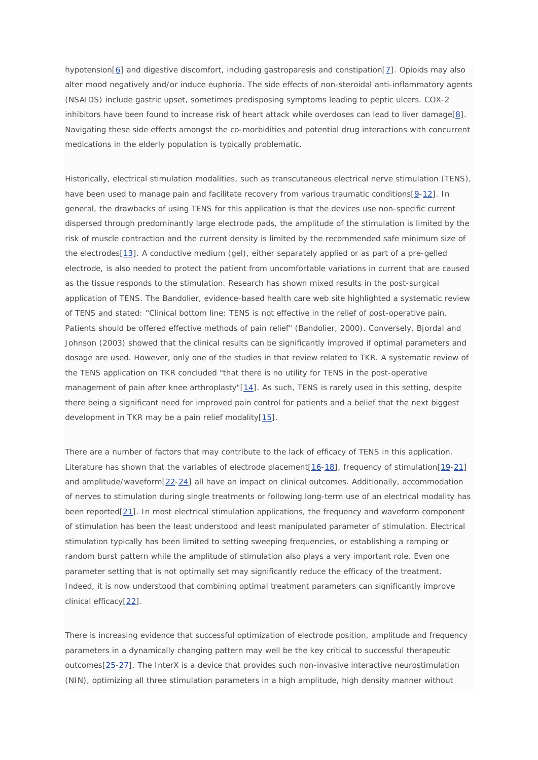hypotension[6] and digestive discomfort, including gastroparesis and constipation[7]. Opioids may also alter mood negatively and/or induce euphoria. The side effects of non-steroidal anti-inflammatory agents (NSAIDS) include gastric upset, sometimes predisposing symptoms leading to peptic ulcers. COX-2 inhibitors have been found to increase risk of heart attack while overdoses can lead to liver damage[8]. Navigating these side effects amongst the co-morbidities and potential drug interactions with concurrent medications in the elderly population is typically problematic.

Historically, electrical stimulation modalities, such as transcutaneous electrical nerve stimulation (TENS), have been used to manage pain and facilitate recovery from various traumatic conditions[9-12]. In general, the drawbacks of using TENS for this application is that the devices use non-specific current dispersed through predominantly large electrode pads, the amplitude of the stimulation is limited by the risk of muscle contraction and the current density is limited by the recommended safe minimum size of the electrodes[13]. A conductive medium (gel), either separately applied or as part of a pre-gelled electrode, is also needed to protect the patient from uncomfortable variations in current that are caused as the tissue responds to the stimulation. Research has shown mixed results in the post-surgical application of TENS. The Bandolier, evidence-based health care web site highlighted a systematic review of TENS and stated: "Clinical bottom line: TENS is not effective in the relief of post-operative pain. Patients should be offered effective methods of pain relief" (Bandolier, 2000). Conversely, Bjordal and Johnson (2003) showed that the clinical results can be significantly improved if optimal parameters and dosage are used. However, only one of the studies in that review related to TKR. A systematic review of the TENS application on TKR concluded "that there is no utility for TENS in the post-operative management of pain after knee arthroplasty"[14]. As such, TENS is rarely used in this setting, despite there being a significant need for improved pain control for patients and a belief that the next biggest development in TKR may be a pain relief modality[15].

There are a number of factors that may contribute to the lack of efficacy of TENS in this application. Literature has shown that the variables of electrode placement[16-18], frequency of stimulation[19-21] and amplitude/waveform[22-24] all have an impact on clinical outcomes. Additionally, accommodation of nerves to stimulation during single treatments or following long-term use of an electrical modality has been reported[21]. In most electrical stimulation applications, the frequency and waveform component of stimulation has been the least understood and least manipulated parameter of stimulation. Electrical stimulation typically has been limited to setting sweeping frequencies, or establishing a ramping or random burst pattern while the amplitude of stimulation also plays a very important role. Even one parameter setting that is not optimally set may significantly reduce the efficacy of the treatment. Indeed, it is now understood that combining optimal treatment parameters can significantly improve clinical efficacy[22].

There is increasing evidence that successful optimization of electrode position, amplitude and frequency parameters in a dynamically changing pattern may well be the key critical to successful therapeutic outcomes[25-27]. The InterX is a device that provides such non-invasive interactive neurostimulation (NIN), optimizing all three stimulation parameters in a high amplitude, high density manner without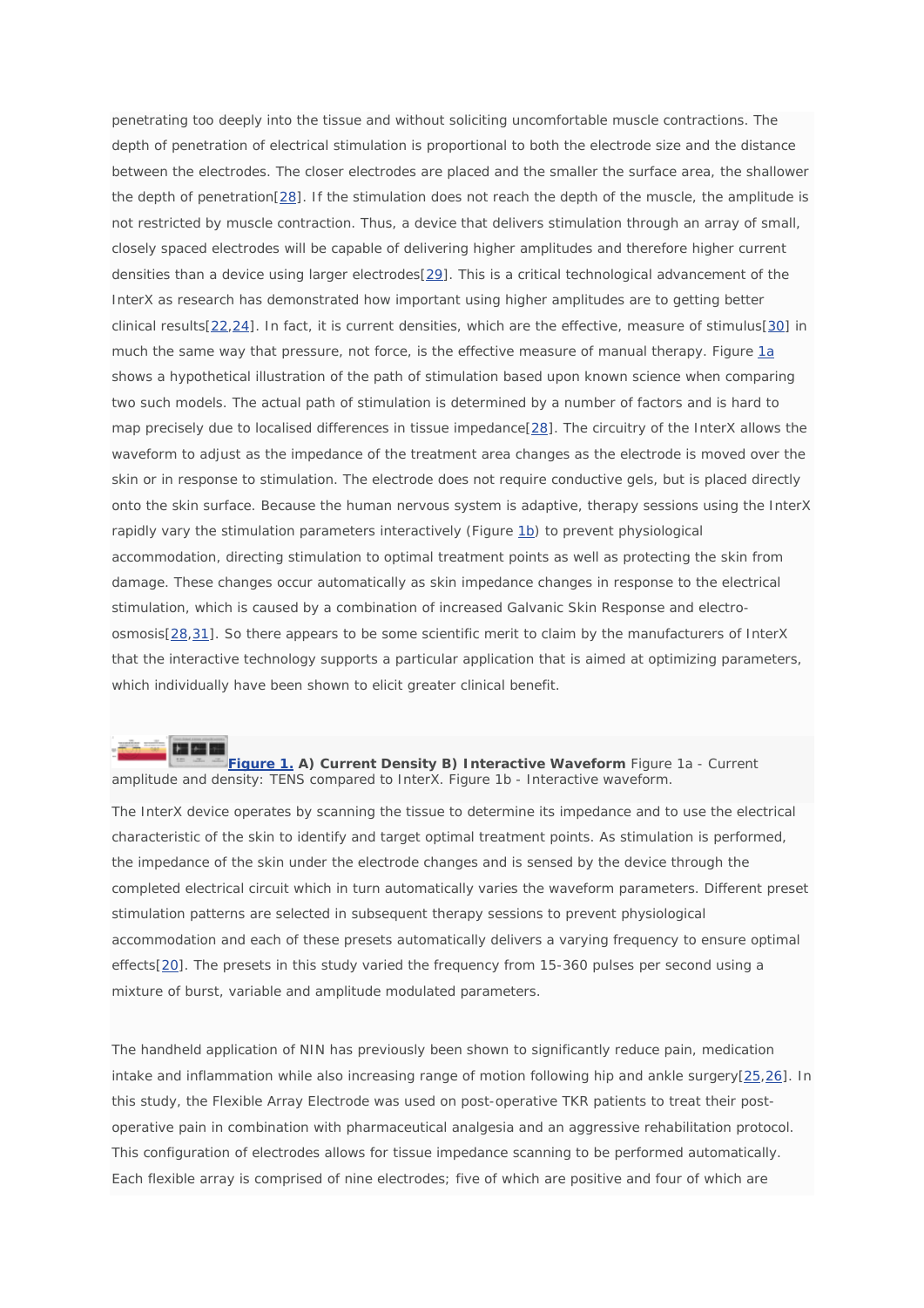penetrating too deeply into the tissue and without soliciting uncomfortable muscle contractions. The depth of penetration of electrical stimulation is proportional to both the electrode size and the distance between the electrodes. The closer electrodes are placed and the smaller the surface area, the shallower the depth of penetration[28]. If the stimulation does not reach the depth of the muscle, the amplitude is not restricted by muscle contraction. Thus, a device that delivers stimulation through an array of small, closely spaced electrodes will be capable of delivering higher amplitudes and therefore higher current densities than a device using larger electrodes[29]. This is a critical technological advancement of the InterX as research has demonstrated how important using higher amplitudes are to getting better clinical results[22,24]. In fact, it is current densities, which are the effective, measure of stimulus[30] in much the same way that pressure, not force, is the effective measure of manual therapy. Figure 1a shows a hypothetical illustration of the path of stimulation based upon known science when comparing two such models. The actual path of stimulation is determined by a number of factors and is hard to map precisely due to localised differences in tissue impedance[28]. The circuitry of the InterX allows the waveform to adjust as the impedance of the treatment area changes as the electrode is moved over the skin or in response to stimulation. The electrode does not require conductive gels, but is placed directly onto the skin surface. Because the human nervous system is adaptive, therapy sessions using the InterX rapidly vary the stimulation parameters interactively (Figure 1b) to prevent physiological accommodation, directing stimulation to optimal treatment points as well as protecting the skin from damage. These changes occur automatically as skin impedance changes in response to the electrical stimulation, which is caused by a combination of increased Galvanic Skin Response and electro-osmosis[28,31]. So there appears to be some scientific merit to claim by the manufacturers of InterX that the interactive technology supports a particular application that is aimed at optimizing parameters, which individually have been shown to elicit greater clinical benefit.

**Figure 1. A) Current Density B) Interactive Waveform** Figure 1a - Current amplitude and density: TENS compared to InterX. Figure 1b - Interactive waveform.

The InterX device operates by scanning the tissue to determine its impedance and to use the electrical characteristic of the skin to identify and target optimal treatment points. As stimulation is performed, the impedance of the skin under the electrode changes and is sensed by the device through the completed electrical circuit which in turn automatically varies the waveform parameters. Different preset stimulation patterns are selected in subsequent therapy sessions to prevent physiological accommodation and each of these presets automatically delivers a varying frequency to ensure optimal effects[20]. The presets in this study varied the frequency from 15-360 pulses per second using a mixture of burst, variable and amplitude modulated parameters.

The handheld application of NIN has previously been shown to significantly reduce pain, medication intake and inflammation while also increasing range of motion following hip and ankle surgery[25,26]. In this study, the Flexible Array Electrode was used on post-operative TKR patients to treat their post-operative pain in combination with pharmaceutical analgesia and an aggressive rehabilitation protocol. This configuration of electrodes allows for tissue impedance scanning to be performed automatically. Each flexible array is comprised of nine electrodes; five of which are positive and four of which are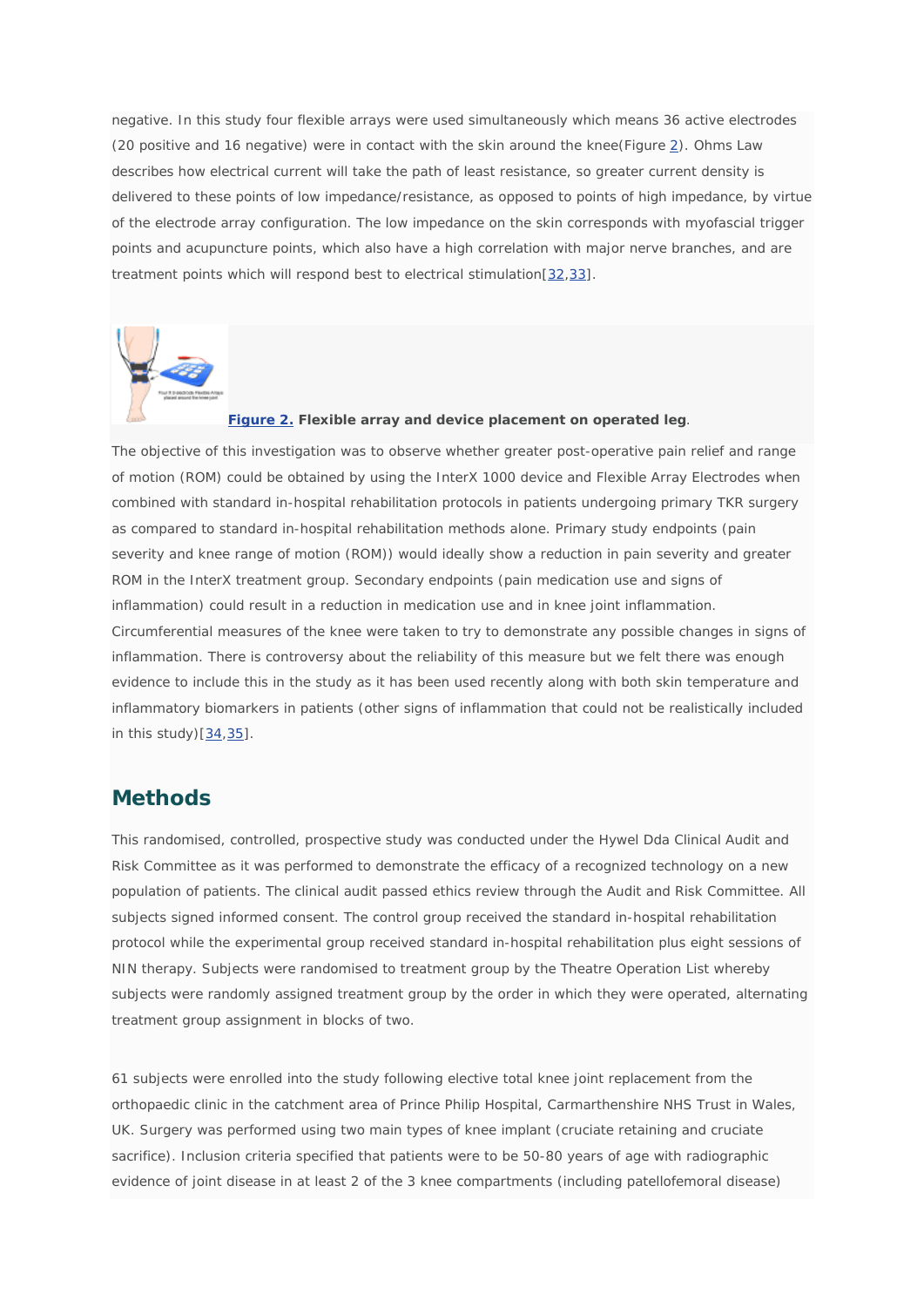negative. In this study four flexible arrays were used simultaneously which means 36 active electrodes (20 positive and 16 negative) were in contact with the skin around the knee(Figure 2). Ohms Law describes how electrical current will take the path of least resistance, so greater current density is delivered to these points of low impedance/resistance, as opposed to points of high impedance, by virtue of the electrode array configuration. The low impedance on the skin corresponds with myofascial trigger points and acupuncture points, which also have a high correlation with major nerve branches, and are treatment points which will respond best to electrical stimulation[32,33].

**Figure 2. Flexible array and device placement on operated leg**.

The objective of this investigation was to observe whether greater post-operative pain relief and range of motion (ROM) could be obtained by using the InterX 1000 device and Flexible Array Electrodes when combined with standard in-hospital rehabilitation protocols in patients undergoing primary TKR surgery as compared to standard in-hospital rehabilitation methods alone. Primary study endpoints (pain severity and knee range of motion (ROM)) would ideally show a reduction in pain severity and greater ROM in the InterX treatment group. Secondary endpoints (pain medication use and signs of inflammation) could result in a reduction in medication use and in knee joint inflammation. Circumferential measures of the knee were taken to try to demonstrate any possible changes in signs of inflammation. There is controversy about the reliability of this measure but we felt there was enough evidence to include this in the study as it has been used recently along with both skin temperature and inflammatory biomarkers in patients (other signs of inflammation that could not be realistically included in this study)[34,35].

## Methods

This randomised, controlled, prospective study was conducted under the Hywel Dda Clinical Audit and Risk Committee as it was performed to demonstrate the efficacy of a recognized technology on a new population of patients. The clinical audit passed ethics review through the Audit and Risk Committee. All subjects signed informed consent. The control group received the standard in-hospital rehabilitation protocol while the experimental group received standard in-hospital rehabilitation plus eight sessions of NIN therapy. Subjects were randomised to treatment group by the Theatre Operation List whereby subjects were randomly assigned treatment group by the order in which they were operated, alternating treatment group assignment in blocks of two.

61 subjects were enrolled into the study following elective total knee joint replacement from the orthopaedic clinic in the catchment area of Prince Philip Hospital, Carmarthenshire NHS Trust in Wales, UK. Surgery was performed using two main types of knee implant (cruciate retaining and cruciate sacrifice). Inclusion criteria specified that patients were to be 50-80 years of age with radiographic evidence of joint disease in at least 2 of the 3 knee compartments (including patellofemoral disease)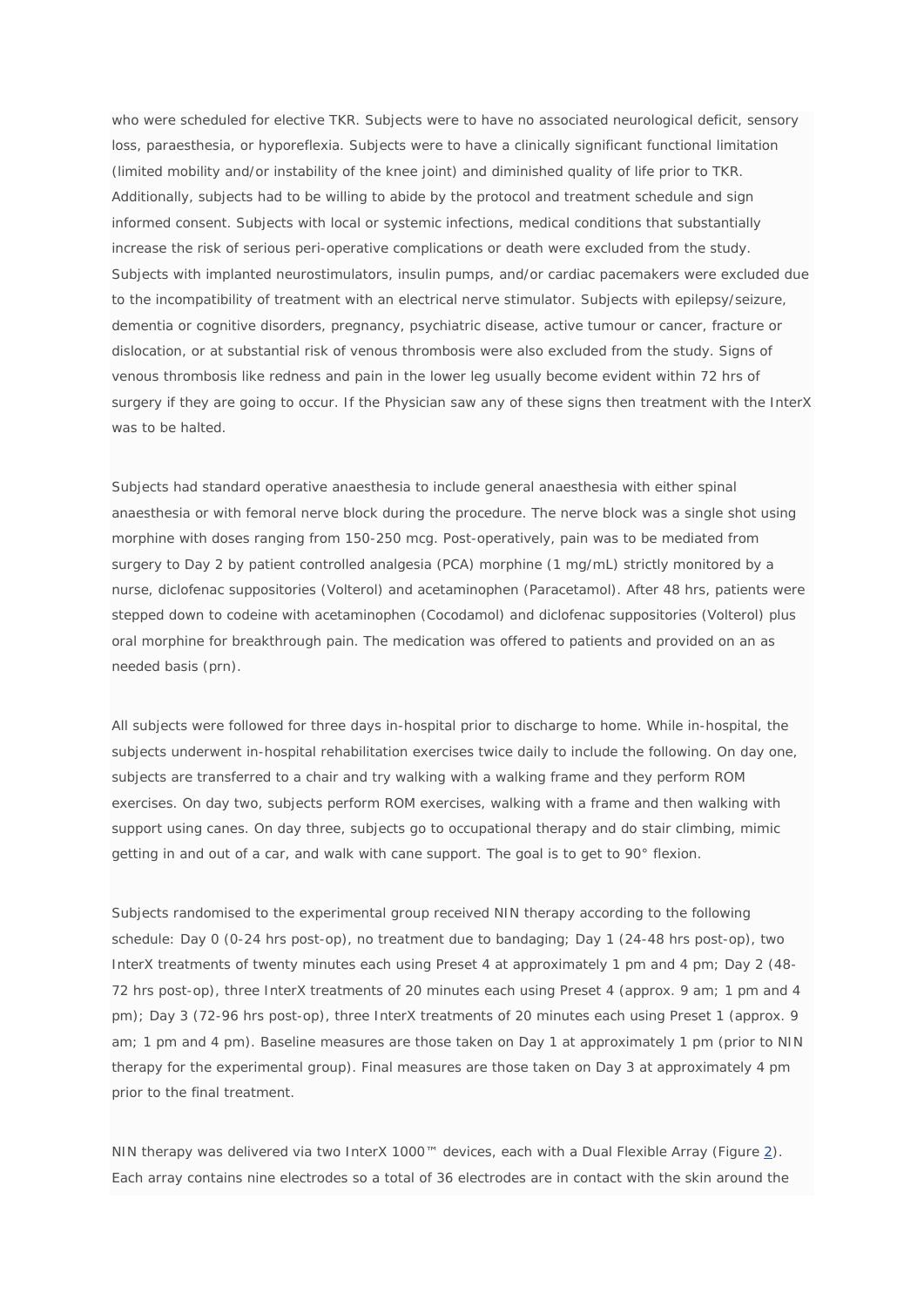who were scheduled for elective TKR. Subjects were to have no associated neurological deficit, sensory loss, paraesthesia, or hyporeflexia. Subjects were to have a clinically significant functional limitation (limited mobility and/or instability of the knee joint) and diminished quality of life prior to TKR. Additionally, subjects had to be willing to abide by the protocol and treatment schedule and sign informed consent. Subjects with local or systemic infections, medical conditions that substantially increase the risk of serious peri-operative complications or death were excluded from the study. Subjects with implanted neurostimulators, insulin pumps, and/or cardiac pacemakers were excluded due to the incompatibility of treatment with an electrical nerve stimulator. Subjects with epilepsy/seizure, dementia or cognitive disorders, pregnancy, psychiatric disease, active tumour or cancer, fracture or dislocation, or at substantial risk of venous thrombosis were also excluded from the study. Signs of venous thrombosis like redness and pain in the lower leg usually become evident within 72 hrs of surgery if they are going to occur. If the Physician saw any of these signs then treatment with the InterX was to be halted.

Subjects had standard operative anaesthesia to include general anaesthesia with either spinal anaesthesia or with femoral nerve block during the procedure. The nerve block was a single shot using morphine with doses ranging from 150-250 mcg. Post-operatively, pain was to be mediated from surgery to Day 2 by patient controlled analgesia (PCA) morphine (1 mg/mL) strictly monitored by a nurse, diclofenac suppositories (Volterol) and acetaminophen (Paracetamol). After 48 hrs, patients were stepped down to codeine with acetaminophen (Cocodamol) and diclofenac suppositories (Volterol) plus oral morphine for breakthrough pain. The medication was offered to patients and provided on an as needed basis (prn).

All subjects were followed for three days in-hospital prior to discharge to home. While in-hospital, the subjects underwent in-hospital rehabilitation exercises twice daily to include the following. On day one, subjects are transferred to a chair and try walking with a walking frame and they perform ROM exercises. On day two, subjects perform ROM exercises, walking with a frame and then walking with support using canes. On day three, subjects go to occupational therapy and do stair climbing, mimic getting in and out of a car, and walk with cane support. The goal is to get to 90° flexion.

Subjects randomised to the experimental group received NIN therapy according to the following schedule: Day 0 (0-24 hrs post-op), no treatment due to bandaging; Day 1 (24-48 hrs post-op), two InterX treatments of twenty minutes each using Preset 4 at approximately 1 pm and 4 pm; Day 2 (48-72 hrs post-op), three InterX treatments of 20 minutes each using Preset 4 (approx. 9 am; 1 pm and 4 pm); Day 3 (72-96 hrs post-op), three InterX treatments of 20 minutes each using Preset 1 (approx. 9 am; 1 pm and 4 pm). Baseline measures are those taken on Day 1 at approximately 1 pm (prior to NIN therapy for the experimental group). Final measures are those taken on Day 3 at approximately 4 pm prior to the final treatment.

NIN therapy was delivered via two InterX 1000™ devices, each with a Dual Flexible Array (Figure 2). Each array contains nine electrodes so a total of 36 electrodes are in contact with the skin around the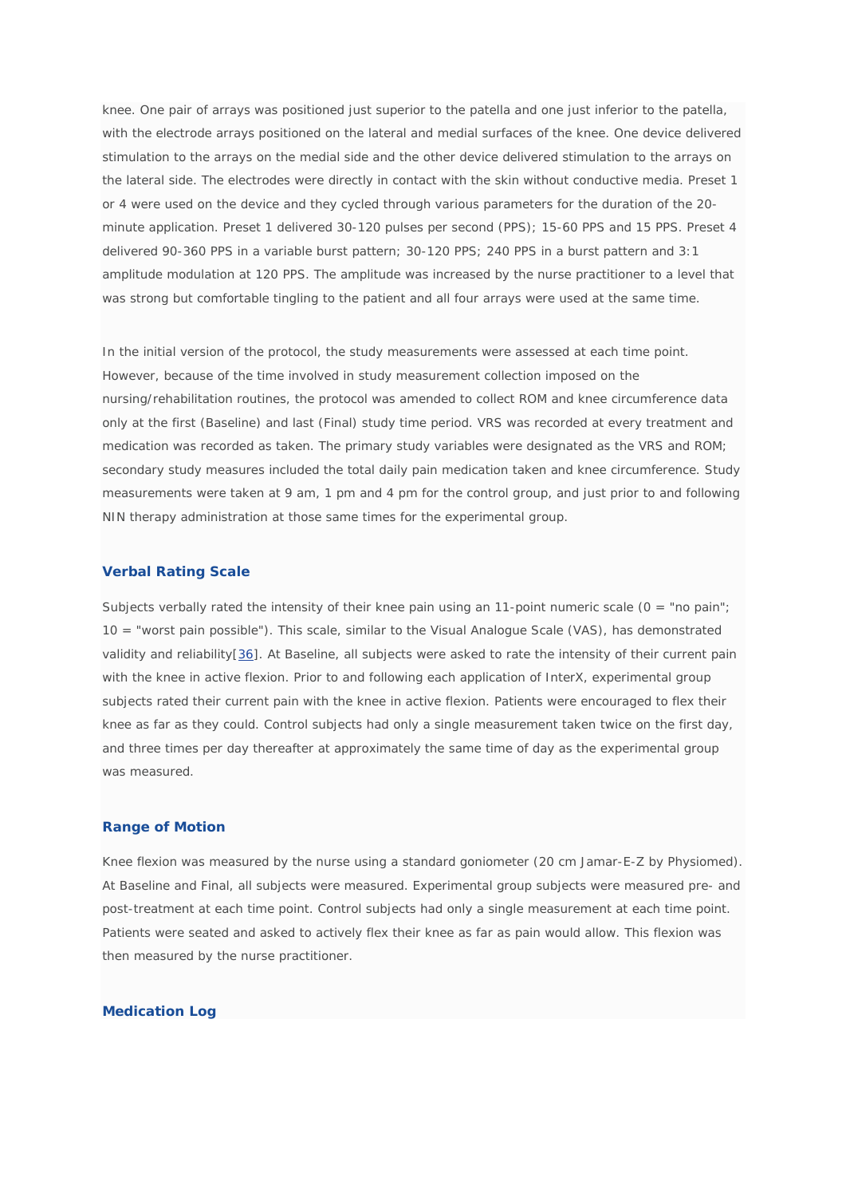knee. One pair of arrays was positioned just superior to the patella and one just inferior to the patella, with the electrode arrays positioned on the lateral and medial surfaces of the knee. One device delivered stimulation to the arrays on the medial side and the other device delivered stimulation to the arrays on the lateral side. The electrodes were directly in contact with the skin without conductive media. Preset 1 or 4 were used on the device and they cycled through various parameters for the duration of the 20-minute application. Preset 1 delivered 30-120 pulses per second (PPS); 15-60 PPS and 15 PPS. Preset 4 delivered 90-360 PPS in a variable burst pattern; 30-120 PPS; 240 PPS in a burst pattern and 3:1 amplitude modulation at 120 PPS. The amplitude was increased by the nurse practitioner to a level that was strong but comfortable tingling to the patient and all four arrays were used at the same time.

In the initial version of the protocol, the study measurements were assessed at each time point. However, because of the time involved in study measurement collection imposed on the nursing/rehabilitation routines, the protocol was amended to collect ROM and knee circumference data only at the first (Baseline) and last (Final) study time period. VRS was recorded at every treatment and medication was recorded as taken. The primary study variables were designated as the VRS and ROM; secondary study measures included the total daily pain medication taken and knee circumference. Study measurements were taken at 9 am, 1 pm and 4 pm for the control group, and just prior to and following NIN therapy administration at those same times for the experimental group.

### Verbal Rating Scale

Subjects verbally rated the intensity of their knee pain using an 11-point numeric scale (0 = "no pain"; 10 = "worst pain possible"). This scale, similar to the Visual Analogue Scale (VAS), has demonstrated validity and reliability[36]. At Baseline, all subjects were asked to rate the intensity of their current pain with the knee in active flexion. Prior to and following each application of InterX, experimental group subjects rated their current pain with the knee in active flexion. Patients were encouraged to flex their knee as far as they could. Control subjects had only a single measurement taken twice on the first day, and three times per day thereafter at approximately the same time of day as the experimental group was measured.

### Range of Motion

Knee flexion was measured by the nurse using a standard goniometer (20 cm Jamar-E-Z by Physiomed). At Baseline and Final, all subjects were measured. Experimental group subjects were measured pre- and post-treatment at each time point. Control subjects had only a single measurement at each time point. Patients were seated and asked to actively flex their knee as far as pain would allow. This flexion was then measured by the nurse practitioner.

### Medication Log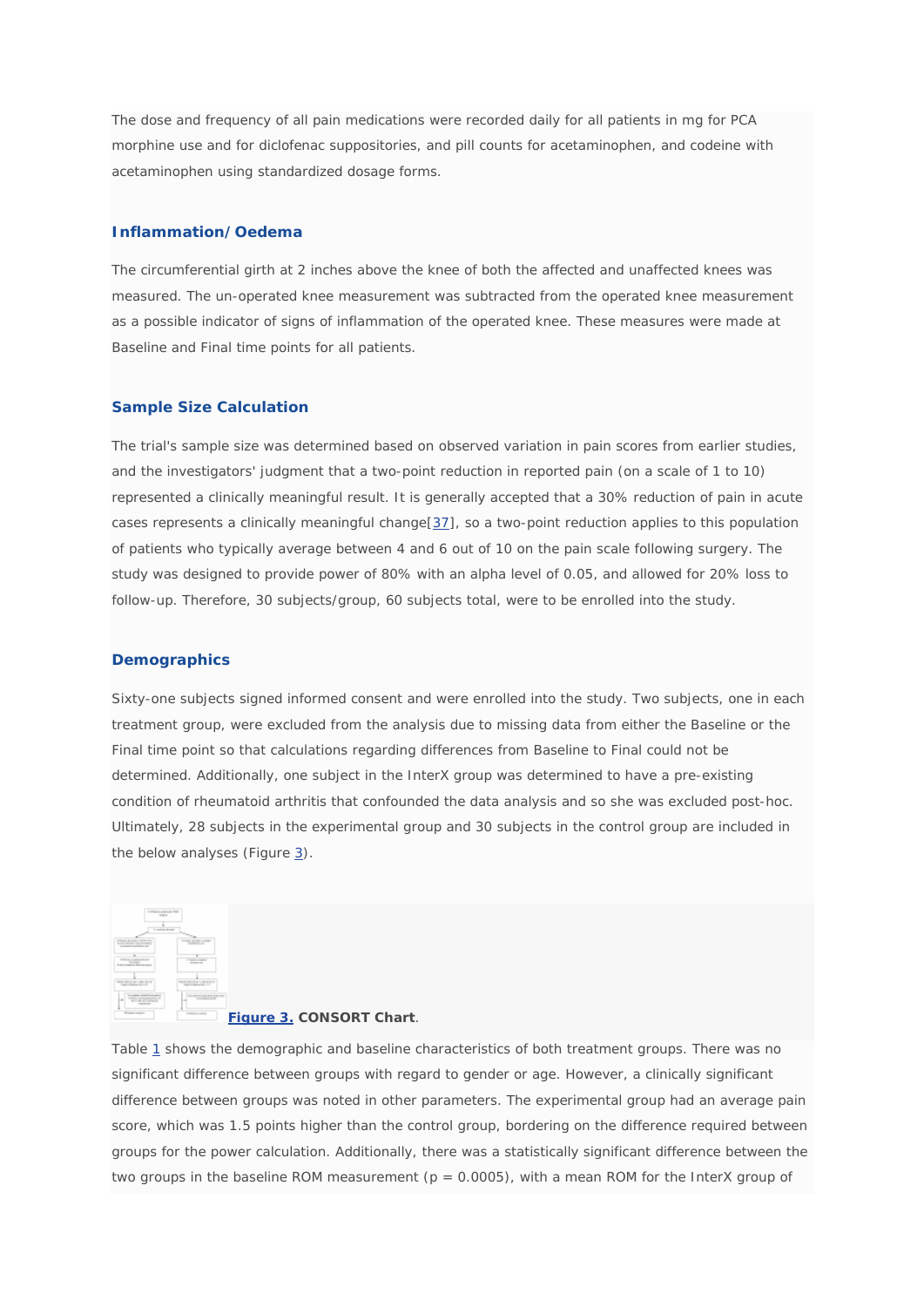The dose and frequency of all pain medications were recorded daily for all patients in mg for PCA morphine use and for diclofenac suppositories, and pill counts for acetaminophen, and codeine with acetaminophen using standardized dosage forms.

### Inflammation/Oedema

The circumferential girth at 2 inches above the knee of both the affected and unaffected knees was measured. The un-operated knee measurement was subtracted from the operated knee measurement as a possible indicator of signs of inflammation of the operated knee. These measures were made at Baseline and Final time points for all patients.

### Sample Size Calculation

The trial's sample size was determined based on observed variation in pain scores from earlier studies, and the investigators' judgment that a two-point reduction in reported pain (on a scale of 1 to 10) represented a clinically meaningful result. It is generally accepted that a 30% reduction of pain in acute cases represents a clinically meaningful change[37], so a two-point reduction applies to this population of patients who typically average between 4 and 6 out of 10 on the pain scale following surgery. The study was designed to provide power of 80% with an alpha level of 0.05, and allowed for 20% loss to follow-up. Therefore, 30 subjects/group, 60 subjects total, were to be enrolled into the study.

### Demographics

Sixty-one subjects signed informed consent and were enrolled into the study. Two subjects, one in each treatment group, were excluded from the analysis due to missing data from either the Baseline or the Final time point so that calculations regarding differences from Baseline to Final could not be determined. Additionally, one subject in the InterX group was determined to have a pre-existing condition of rheumatoid arthritis that confounded the data analysis and so she was excluded post-hoc. Ultimately, 28 subjects in the experimental group and 30 subjects in the control group are included in the below analyses (Figure 3).

**Figure 3. CONSORT Chart**.

Table 1 shows the demographic and baseline characteristics of both treatment groups. There was no significant difference between groups with regard to gender or age. However, a clinically significant difference between groups was noted in other parameters. The experimental group had an average pain score, which was 1.5 points higher than the control group, bordering on the difference required between groups for the power calculation. Additionally, there was a statistically significant difference between the two groups in the baseline ROM measurement ($p = 0.0005$), with a mean ROM for the InterX group of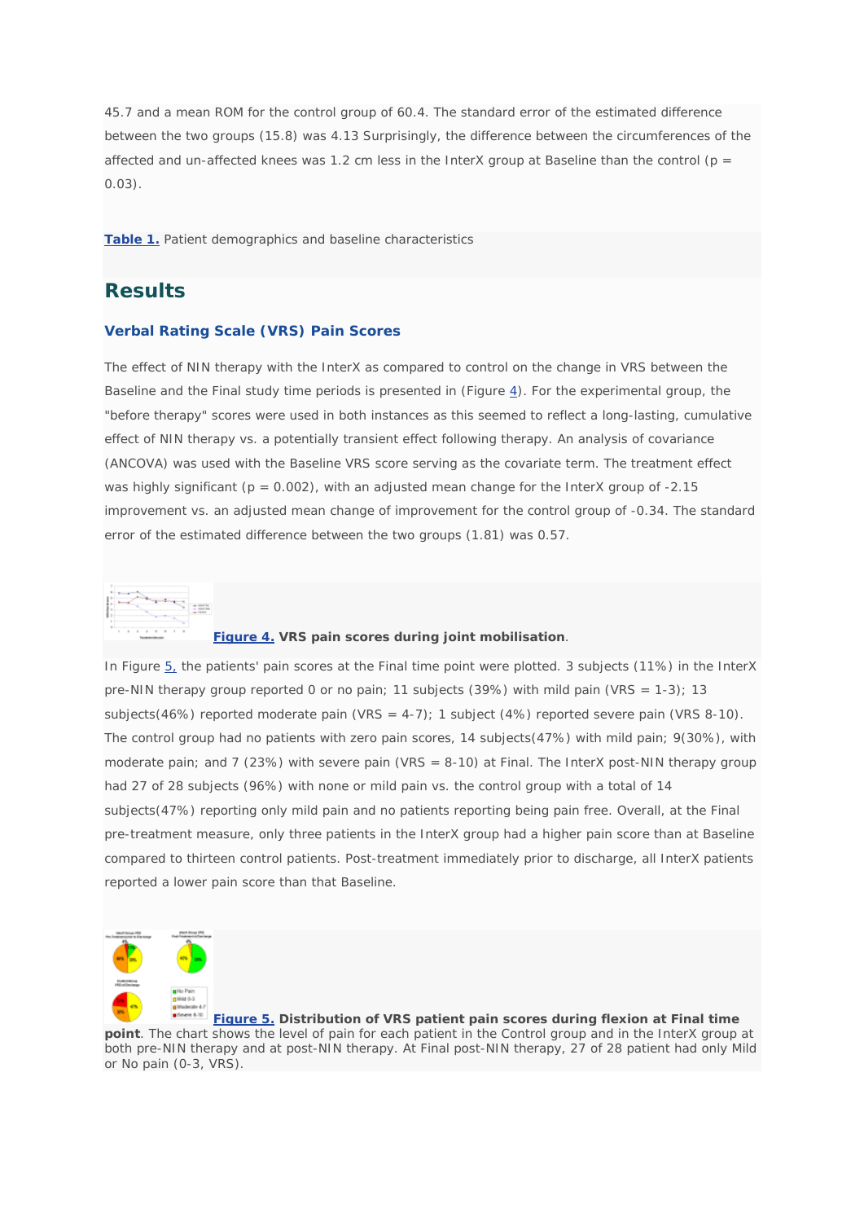45.7 and a mean ROM for the control group of 60.4. The standard error of the estimated difference between the two groups (15.8) was 4.13 Surprisingly, the difference between the circumferences of the affected and un-affected knees was 1.2 cm less in the InterX group at Baseline than the control ($p = 0.03$).

**Table 1.** Patient demographics and baseline characteristics

## Results

### Verbal Rating Scale (VRS) Pain Scores

The effect of NIN therapy with the InterX as compared to control on the change in VRS between the Baseline and the Final study time periods is presented in (Figure 4). For the experimental group, the "before therapy" scores were used in both instances as this seemed to reflect a long-lasting, cumulative effect of NIN therapy vs. a potentially transient effect following therapy. An analysis of covariance (ANCOVA) was used with the Baseline VRS score serving as the covariate term. The treatment effect was highly significant ($p = 0.002$), with an adjusted mean change for the InterX group of -2.15 improvement vs. an adjusted mean change of improvement for the control group of -0.34. The standard error of the estimated difference between the two groups (1.81) was 0.57.

**Figure 4. VRS pain scores during joint mobilisation.**

In Figure 5, the patients' pain scores at the Final time point were plotted. 3 subjects (11%) in the InterX pre-NIN therapy group reported 0 or no pain; 11 subjects (39%) with mild pain (VRS = 1-3); 13 subjects(46%) reported moderate pain (VRS = 4-7); 1 subject (4%) reported severe pain (VRS 8-10). The control group had no patients with zero pain scores, 14 subjects(47%) with mild pain; 9(30%), with moderate pain; and 7 (23%) with severe pain (VRS = 8-10) at Final. The InterX post-NIN therapy group had 27 of 28 subjects (96%) with none or mild pain vs. the control group with a total of 14 subjects(47%) reporting only mild pain and no patients reporting being pain free. Overall, at the Final pre-treatment measure, only three patients in the InterX group had a higher pain score than at Baseline compared to thirteen control patients. Post-treatment immediately prior to discharge, all InterX patients reported a lower pain score than that Baseline.

**Figure 5. Distribution of VRS patient pain scores during flexion at Final time point**. The chart shows the level of pain for each patient in the Control group and in the InterX group at both pre-NIN therapy and at post-NIN therapy. At Final post-NIN therapy, 27 of 28 patient had only Mild or No pain (0-3, VRS).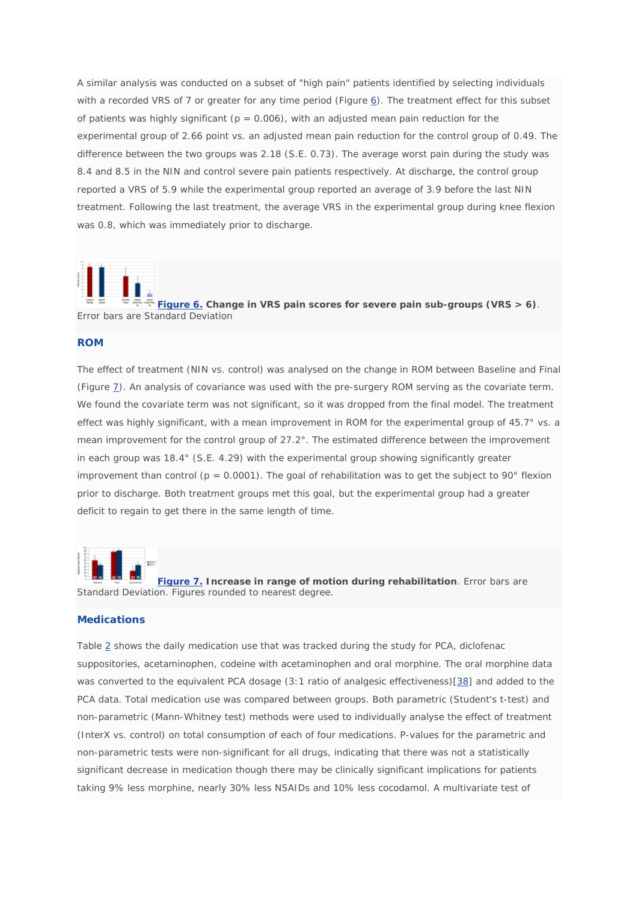A similar analysis was conducted on a subset of "high pain" patients identified by selecting individuals with a recorded VRS of 7 or greater for any time period (Figure 6). The treatment effect for this subset of patients was highly significant ($p = 0.006$), with an adjusted mean pain reduction for the experimental group of 2.66 point vs. an adjusted mean pain reduction for the control group of 0.49. The difference between the two groups was 2.18 (S.E. 0.73). The average worst pain during the study was 8.4 and 8.5 in the NIN and control severe pain patients respectively. At discharge, the control group reported a VRS of 5.9 while the experimental group reported an average of 3.9 before the last NIN treatment. Following the last treatment, the average VRS in the experimental group during knee flexion was 0.8, which was immediately prior to discharge.

**Figure 6. Change in VRS pain scores for severe pain sub-groups (VRS > 6)**. Error bars are Standard Deviation

### ROM

The effect of treatment (NIN vs. control) was analysed on the change in ROM between Baseline and Final (Figure 7). An analysis of covariance was used with the pre-surgery ROM serving as the covariate term. We found the covariate term was not significant, so it was dropped from the final model. The treatment effect was highly significant, with a mean improvement in ROM for the experimental group of 45.7° vs. a mean improvement for the control group of 27.2°. The estimated difference between the improvement in each group was 18.4° (S.E. 4.29) with the experimental group showing significantly greater improvement than control ($p = 0.0001$). The goal of rehabilitation was to get the subject to 90° flexion prior to discharge. Both treatment groups met this goal, but the experimental group had a greater deficit to regain to get there in the same length of time.

**Figure 7. Increase in range of motion during rehabilitation**. Error bars are Standard Deviation. Figures rounded to nearest degree.

### Medications

Table 2 shows the daily medication use that was tracked during the study for PCA, diclofenac suppositories, acetaminophen, codeine with acetaminophen and oral morphine. The oral morphine data was converted to the equivalent PCA dosage (3:1 ratio of analgesic effectiveness)[38] and added to the PCA data. Total medication use was compared between groups. Both parametric (Student's t-test) and non-parametric (Mann-Whitney test) methods were used to individually analyse the effect of treatment (InterX vs. control) on total consumption of each of four medications. P-values for the parametric and non-parametric tests were non-significant for all drugs, indicating that there was not a statistically significant decrease in medication though there may be clinically significant implications for patients taking 9% less morphine, nearly 30% less NSAIDs and 10% less cocodamol. A multivariate test of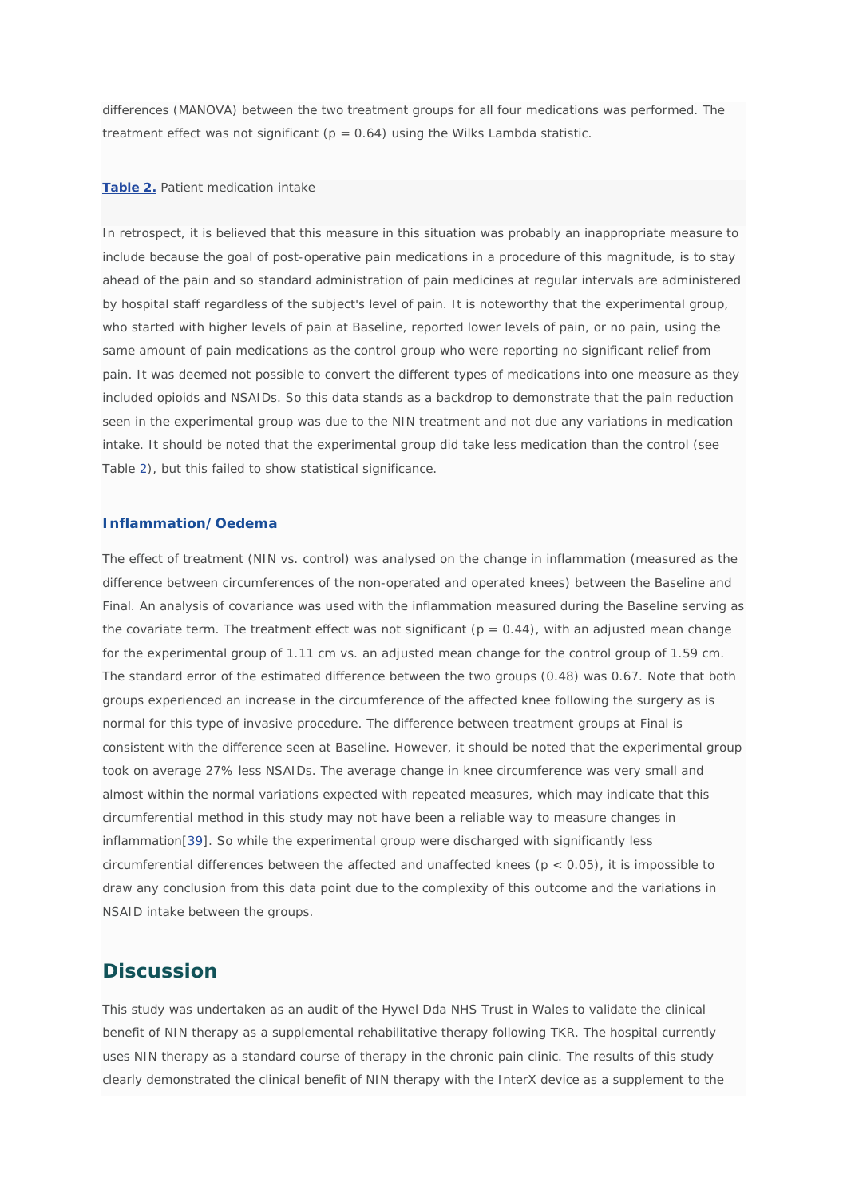differences (MANOVA) between the two treatment groups for all four medications was performed. The treatment effect was not significant ($p = 0.64$) using the Wilks Lambda statistic.

**Table 2.** Patient medication intake

In retrospect, it is believed that this measure in this situation was probably an inappropriate measure to include because the goal of post-operative pain medications in a procedure of this magnitude, is to stay ahead of the pain and so standard administration of pain medicines at regular intervals are administered by hospital staff regardless of the subject's level of pain. It is noteworthy that the experimental group, who started with higher levels of pain at Baseline, reported lower levels of pain, or no pain, using the same amount of pain medications as the control group who were reporting no significant relief from pain. It was deemed not possible to convert the different types of medications into one measure as they included opioids and NSAIDs. So this data stands as a backdrop to demonstrate that the pain reduction seen in the experimental group was due to the NIN treatment and not due any variations in medication intake. It should be noted that the experimental group did take less medication than the control (see Table 2), but this failed to show statistical significance.

### Inflammation/Oedema

The effect of treatment (NIN vs. control) was analysed on the change in inflammation (measured as the difference between circumferences of the non-operated and operated knees) between the Baseline and Final. An analysis of covariance was used with the inflammation measured during the Baseline serving as the covariate term. The treatment effect was not significant ($p = 0.44$), with an adjusted mean change for the experimental group of 1.11 cm vs. an adjusted mean change for the control group of 1.59 cm. The standard error of the estimated difference between the two groups (0.48) was 0.67. Note that both groups experienced an increase in the circumference of the affected knee following the surgery as is normal for this type of invasive procedure. The difference between treatment groups at Final is consistent with the difference seen at Baseline. However, it should be noted that the experimental group took on average 27% less NSAIDs. The average change in knee circumference was very small and almost within the normal variations expected with repeated measures, which may indicate that this circumferential method in this study may not have been a reliable way to measure changes in inflammation[39]. So while the experimental group were discharged with significantly less circumferential differences between the affected and unaffected knees ($p < 0.05$), it is impossible to draw any conclusion from this data point due to the complexity of this outcome and the variations in NSAID intake between the groups.

## Discussion

This study was undertaken as an audit of the Hywel Dda NHS Trust in Wales to validate the clinical benefit of NIN therapy as a supplemental rehabilitative therapy following TKR. The hospital currently uses NIN therapy as a standard course of therapy in the chronic pain clinic. The results of this study clearly demonstrated the clinical benefit of NIN therapy with the InterX device as a supplement to the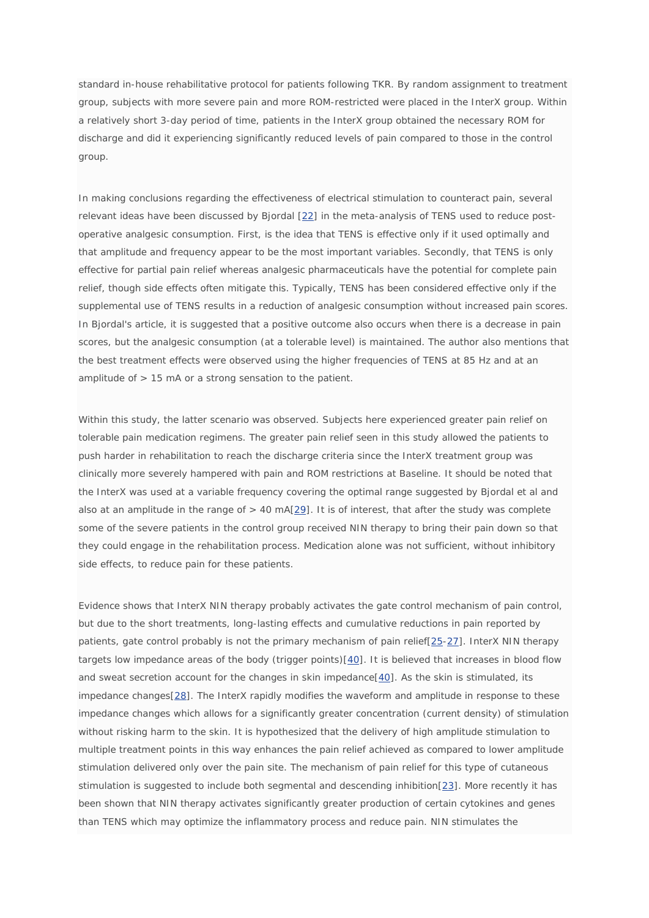standard in-house rehabilitative protocol for patients following TKR. By random assignment to treatment group, subjects with more severe pain and more ROM-restricted were placed in the InterX group. Within a relatively short 3-day period of time, patients in the InterX group obtained the necessary ROM for discharge and did it experiencing significantly reduced levels of pain compared to those in the control group.

In making conclusions regarding the effectiveness of electrical stimulation to counteract pain, several relevant ideas have been discussed by Bjordal [22] in the meta-analysis of TENS used to reduce post-operative analgesic consumption. First, is the idea that TENS is effective only if it used optimally and that amplitude and frequency appear to be the most important variables. Secondly, that TENS is only effective for partial pain relief whereas analgesic pharmaceuticals have the potential for complete pain relief, though side effects often mitigate this. Typically, TENS has been considered effective only if the supplemental use of TENS results in a reduction of analgesic consumption without increased pain scores. In Bjordal's article, it is suggested that a positive outcome also occurs when there is a decrease in pain scores, but the analgesic consumption (at a tolerable level) is maintained. The author also mentions that the best treatment effects were observed using the higher frequencies of TENS at 85 Hz and at an amplitude of > 15 mA or a strong sensation to the patient.

Within this study, the latter scenario was observed. Subjects here experienced greater pain relief on tolerable pain medication regimens. The greater pain relief seen in this study allowed the patients to push harder in rehabilitation to reach the discharge criteria since the InterX treatment group was clinically more severely hampered with pain and ROM restrictions at Baseline. It should be noted that the InterX was used at a variable frequency covering the optimal range suggested by Bjordal et al and also at an amplitude in the range of > 40 mA[29]. It is of interest, that after the study was complete some of the severe patients in the control group received NIN therapy to bring their pain down so that they could engage in the rehabilitation process. Medication alone was not sufficient, without inhibitory side effects, to reduce pain for these patients.

Evidence shows that InterX NIN therapy probably activates the gate control mechanism of pain control, but due to the short treatments, long-lasting effects and cumulative reductions in pain reported by patients, gate control probably is not the primary mechanism of pain relief[25-27]. InterX NIN therapy targets low impedance areas of the body (trigger points)[40]. It is believed that increases in blood flow and sweat secretion account for the changes in skin impedance[40]. As the skin is stimulated, its impedance changes[28]. The InterX rapidly modifies the waveform and amplitude in response to these impedance changes which allows for a significantly greater concentration (current density) of stimulation without risking harm to the skin. It is hypothesized that the delivery of high amplitude stimulation to multiple treatment points in this way enhances the pain relief achieved as compared to lower amplitude stimulation delivered only over the pain site. The mechanism of pain relief for this type of cutaneous stimulation is suggested to include both segmental and descending inhibition[23]. More recently it has been shown that NIN therapy activates significantly greater production of certain cytokines and genes than TENS which may optimize the inflammatory process and reduce pain. NIN stimulates the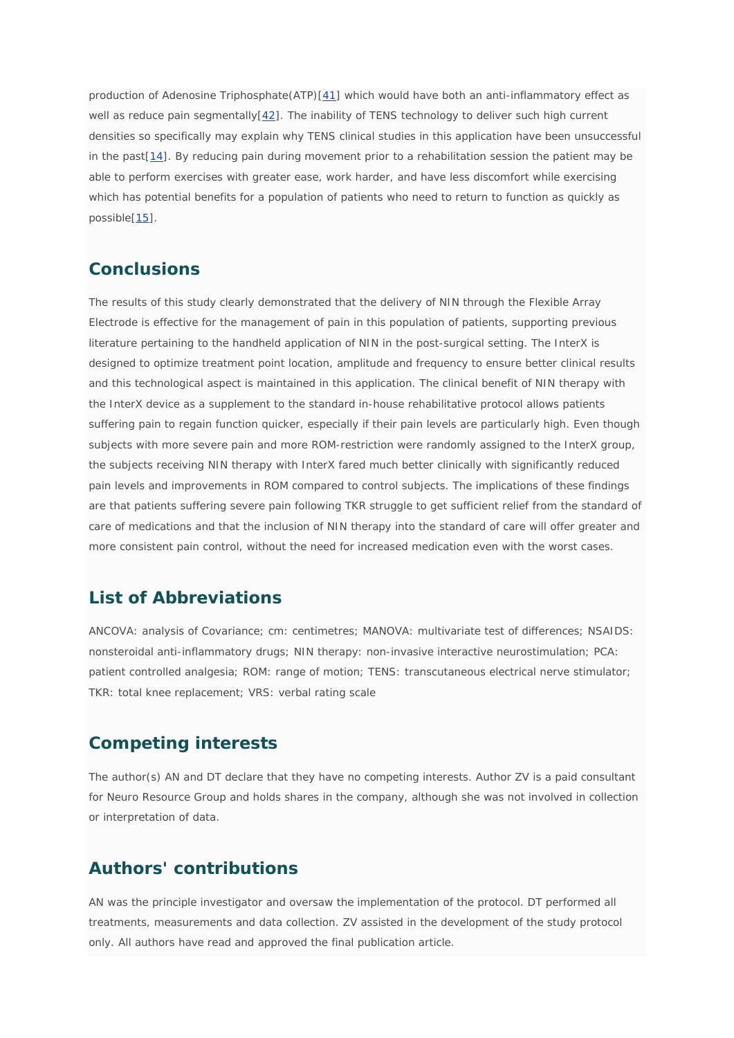production of Adenosine Triphosphate(ATP)[41] which would have both an anti-inflammatory effect as well as reduce pain segmentally[42]. The inability of TENS technology to deliver such high current densities so specifically may explain why TENS clinical studies in this application have been unsuccessful in the past[14]. By reducing pain during movement prior to a rehabilitation session the patient may be able to perform exercises with greater ease, work harder, and have less discomfort while exercising which has potential benefits for a population of patients who need to return to function as quickly as possible[15].

## Conclusions

The results of this study clearly demonstrated that the delivery of NIN through the Flexible Array Electrode is effective for the management of pain in this population of patients, supporting previous literature pertaining to the handheld application of NIN in the post-surgical setting. The InterX is designed to optimize treatment point location, amplitude and frequency to ensure better clinical results and this technological aspect is maintained in this application. The clinical benefit of NIN therapy with the InterX device as a supplement to the standard in-house rehabilitative protocol allows patients suffering pain to regain function quicker, especially if their pain levels are particularly high. Even though subjects with more severe pain and more ROM-restriction were randomly assigned to the InterX group, the subjects receiving NIN therapy with InterX fared much better clinically with significantly reduced pain levels and improvements in ROM compared to control subjects. The implications of these findings are that patients suffering severe pain following TKR struggle to get sufficient relief from the standard of care of medications and that the inclusion of NIN therapy into the standard of care will offer greater and more consistent pain control, without the need for increased medication even with the worst cases.

## List of Abbreviations

ANCOVA: analysis of Covariance; cm: centimetres; MANOVA: multivariate test of differences; NSAIDS: nonsteroidal anti-inflammatory drugs; NIN therapy: non-invasive interactive neurostimulation; PCA: patient controlled analgesia; ROM: range of motion; TENS: transcutaneous electrical nerve stimulator; TKR: total knee replacement; VRS: verbal rating scale

## Competing interests

The author(s) AN and DT declare that they have no competing interests. Author ZV is a paid consultant for Neuro Resource Group and holds shares in the company, although she was not involved in collection or interpretation of data.

## Authors' contributions

AN was the principle investigator and oversaw the implementation of the protocol. DT performed all treatments, measurements and data collection. ZV assisted in the development of the study protocol only. All authors have read and approved the final publication article.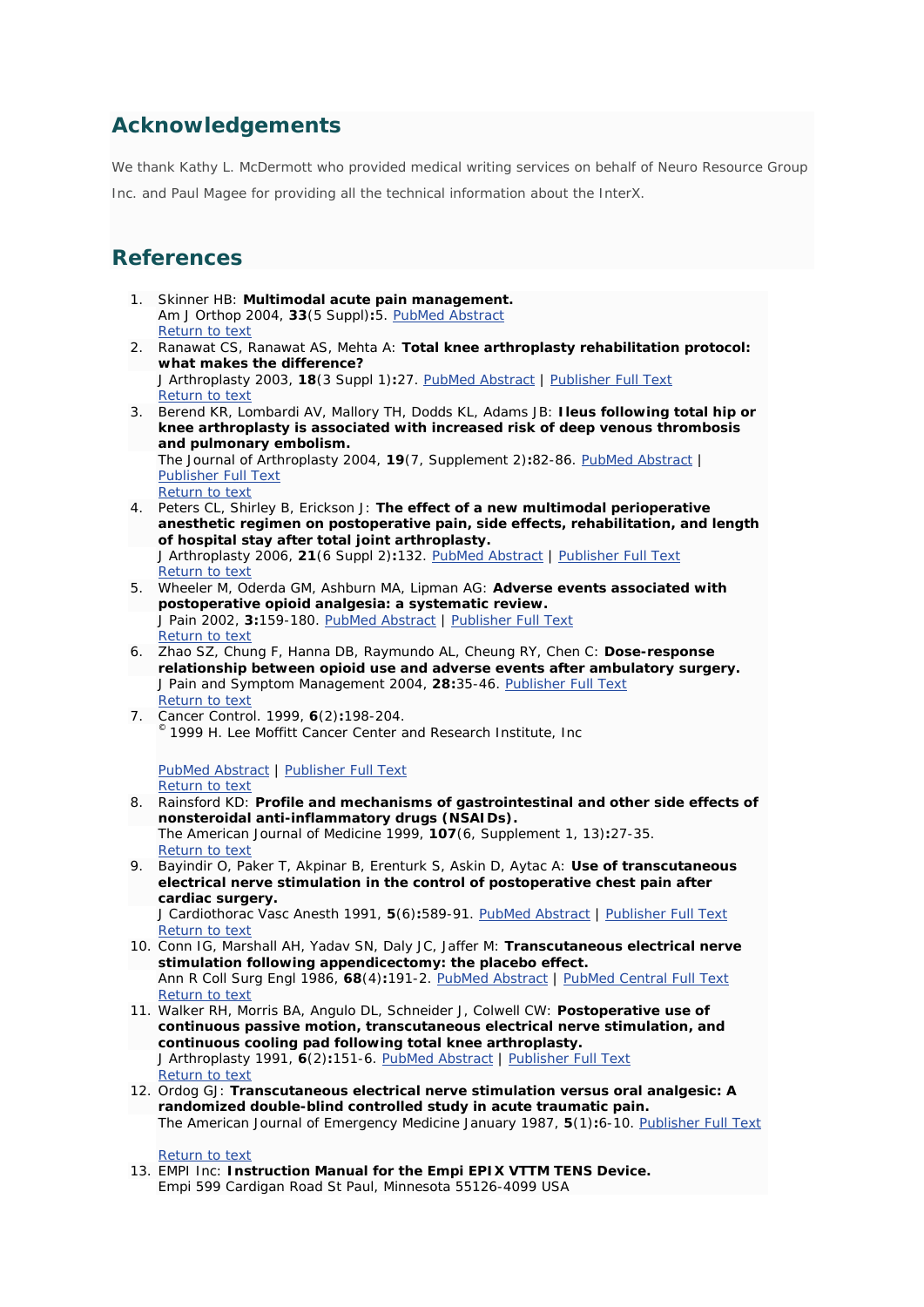## Acknowledgements

We thank Kathy L. McDermott who provided medical writing services on behalf of Neuro Resource Group Inc. and Paul Magee for providing all the technical information about the InterX.

## References

1. Skinner HB: **Multimodal acute pain management.**
   Am J Orthop 2004, **33**(5 Suppl)**:**5. PubMed Abstract
   Return to text
2. Ranawat CS, Ranawat AS, Mehta A: **Total knee arthroplasty rehabilitation protocol: what makes the difference?**
   J Arthroplasty 2003, **18**(3 Suppl 1)**:**27. PubMed Abstract | Publisher Full Text
   Return to text
3. Berend KR, Lombardi AV, Mallory TH, Dodds KL, Adams JB: **Ileus following total hip or knee arthroplasty is associated with increased risk of deep venous thrombosis and pulmonary embolism.**
   The Journal of Arthroplasty 2004, **19**(7, Supplement 2)**:**82-86. PubMed Abstract | Publisher Full Text
   Return to text
4. Peters CL, Shirley B, Erickson J: **The effect of a new multimodal perioperative anesthetic regimen on postoperative pain, side effects, rehabilitation, and length of hospital stay after total joint arthroplasty.**
   J Arthroplasty 2006, **21**(6 Suppl 2)**:**132. PubMed Abstract | Publisher Full Text
   Return to text
5. Wheeler M, Oderda GM, Ashburn MA, Lipman AG: **Adverse events associated with postoperative opioid analgesia: a systematic review.**
   J Pain 2002, **3:**159-180. PubMed Abstract | Publisher Full Text
   Return to text
6. Zhao SZ, Chung F, Hanna DB, Raymundo AL, Cheung RY, Chen C: **Dose-response relationship between opioid use and adverse events after ambulatory surgery.**
   J Pain and Symptom Management 2004, **28:**35-46. Publisher Full Text
   Return to text
7. Cancer Control. 1999, **6**(2)**:**198-204.
   © 1999 H. Lee Moffitt Cancer Center and Research Institute, Inc

   PubMed Abstract | Publisher Full Text
   Return to text
8. Rainsford KD: **Profile and mechanisms of gastrointestinal and other side effects of nonsteroidal anti-inflammatory drugs (NSAIDs).**
   The American Journal of Medicine 1999, **107**(6, Supplement 1, 13)**:**27-35.
   Return to text
9. Bayindir O, Paker T, Akpinar B, Erenturk S, Askin D, Aytac A: **Use of transcutaneous electrical nerve stimulation in the control of postoperative chest pain after cardiac surgery.**
   J Cardiothorac Vasc Anesth 1991, **5**(6)**:**589-91. PubMed Abstract | Publisher Full Text
   Return to text
10. Conn IG, Marshall AH, Yadav SN, Daly JC, Jaffer M: **Transcutaneous electrical nerve stimulation following appendicectomy: the placebo effect.**
    Ann R Coll Surg Engl 1986, **68**(4)**:**191-2. PubMed Abstract | PubMed Central Full Text
    Return to text
11. Walker RH, Morris BA, Angulo DL, Schneider J, Colwell CW: **Postoperative use of continuous passive motion, transcutaneous electrical nerve stimulation, and continuous cooling pad following total knee arthroplasty.**
    J Arthroplasty 1991, **6**(2)**:**151-6. PubMed Abstract | Publisher Full Text
    Return to text
12. Ordog GJ: **Transcutaneous electrical nerve stimulation versus oral analgesic: A randomized double-blind controlled study in acute traumatic pain.**
    The American Journal of Emergency Medicine January 1987, **5**(1)**:**6-10. Publisher Full Text

    Return to text
13. EMPI Inc: **Instruction Manual for the Empi EPIX VTTM TENS Device.**
    Empi 599 Cardigan Road St Paul, Minnesota 55126-4099 USA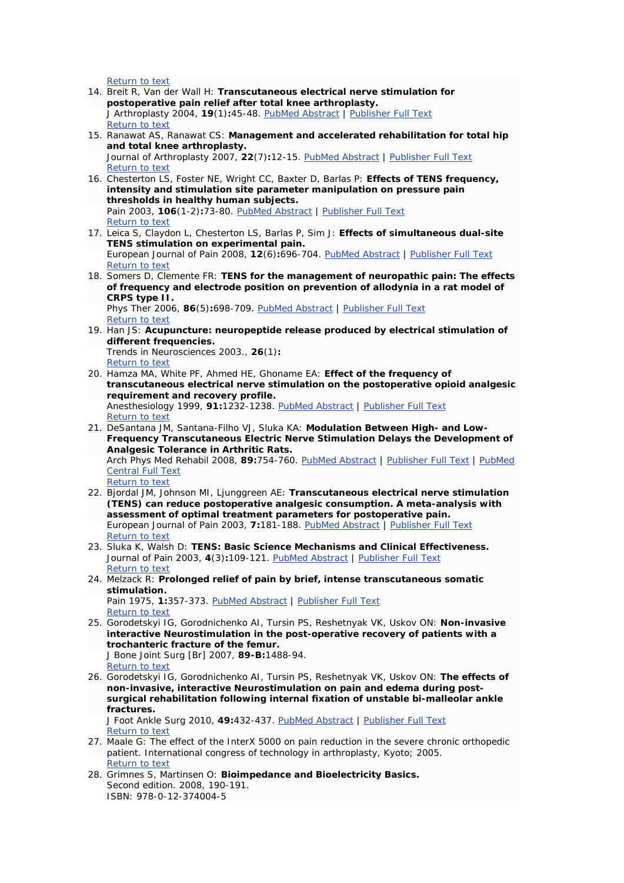Return to text

14. Breit R, Van der Wall H: **Transcutaneous electrical nerve stimulation for postoperative pain relief after total knee arthroplasty.**
J Arthroplasty 2004, **19**(1)**:**45-48. PubMed Abstract | Publisher Full Text
Return to text
15. Ranawat AS, Ranawat CS: **Management and accelerated rehabilitation for total hip and total knee arthroplasty.**
Journal of Arthroplasty 2007, **22**(7)**:**12-15. PubMed Abstract | Publisher Full Text
Return to text
16. Chesterton LS, Foster NE, Wright CC, Baxter D, Barlas P: **Effects of TENS frequency, intensity and stimulation site parameter manipulation on pressure pain thresholds in healthy human subjects.**
Pain 2003, **106**(1-2)**:**73-80. PubMed Abstract | Publisher Full Text
Return to text
17. Leica S, Claydon L, Chesterton LS, Barlas P, Sim J: **Effects of simultaneous dual-site TENS stimulation on experimental pain.**
European Journal of Pain 2008, **12**(6)**:**696-704. PubMed Abstract | Publisher Full Text
Return to text
18. Somers D, Clemente FR: **TENS for the management of neuropathic pain: The effects of frequency and electrode position on prevention of allodynia in a rat model of CRPS type II.**
Phys Ther 2006, **86**(5)**:**698-709. PubMed Abstract | Publisher Full Text
Return to text
19. Han JS: **Acupuncture: neuropeptide release produced by electrical stimulation of different frequencies.**
Trends in Neurosciences 2003., **26**(1)**:**
Return to text
20. Hamza MA, White PF, Ahmed HE, Ghoname EA: **Effect of the frequency of transcutaneous electrical nerve stimulation on the postoperative opioid analgesic requirement and recovery profile.**
Anesthesiology 1999, **91:**1232-1238. PubMed Abstract | Publisher Full Text
Return to text
21. DeSantana JM, Santana-Filho VJ, Sluka KA: **Modulation Between High- and Low-Frequency Transcutaneous Electric Nerve Stimulation Delays the Development of Analgesic Tolerance in Arthritic Rats.**
Arch Phys Med Rehabil 2008, **89:**754-760. PubMed Abstract | Publisher Full Text | PubMed Central Full Text
Return to text
22. Bjordal JM, Johnson MI, Ljunggreen AE: **Transcutaneous electrical nerve stimulation (TENS) can reduce postoperative analgesic consumption. A meta-analysis with assessment of optimal treatment parameters for postoperative pain.**
European Journal of Pain 2003, **7:**181-188. PubMed Abstract | Publisher Full Text
Return to text
23. Sluka K, Walsh D: **TENS: Basic Science Mechanisms and Clinical Effectiveness.**
Journal of Pain 2003, **4**(3)**:**109-121. PubMed Abstract | Publisher Full Text
Return to text
24. Melzack R: **Prolonged relief of pain by brief, intense transcutaneous somatic stimulation.**
Pain 1975, **1:**357-373. PubMed Abstract | Publisher Full Text
Return to text
25. Gorodetskyi IG, Gorodnichenko AI, Tursin PS, Reshetnyak VK, Uskov ON: **Non-invasive interactive Neurostimulation in the post-operative recovery of patients with a trochanteric fracture of the femur.**
J Bone Joint Surg [Br] 2007, **89-B:**1488-94.
Return to text
26. Gorodetskyi IG, Gorodnichenko AI, Tursin PS, Reshetnyak VK, Uskov ON: **The effects of non-invasive, interactive Neurostimulation on pain and edema during post-surgical rehabilitation following internal fixation of unstable bi-malleolar ankle fractures.**
J Foot Ankle Surg 2010, **49:**432-437. PubMed Abstract | Publisher Full Text
Return to text
27. Maale G: The effect of the InterX 5000 on pain reduction in the severe chronic orthopedic patient. International congress of technology in arthroplasty, Kyoto; 2005.
Return to text
28. Grimnes S, Martinsen O: **Bioimpedance and Bioelectricity Basics.**
Second edition. 2008, 190-191.
ISBN: 978-0-12-374004-5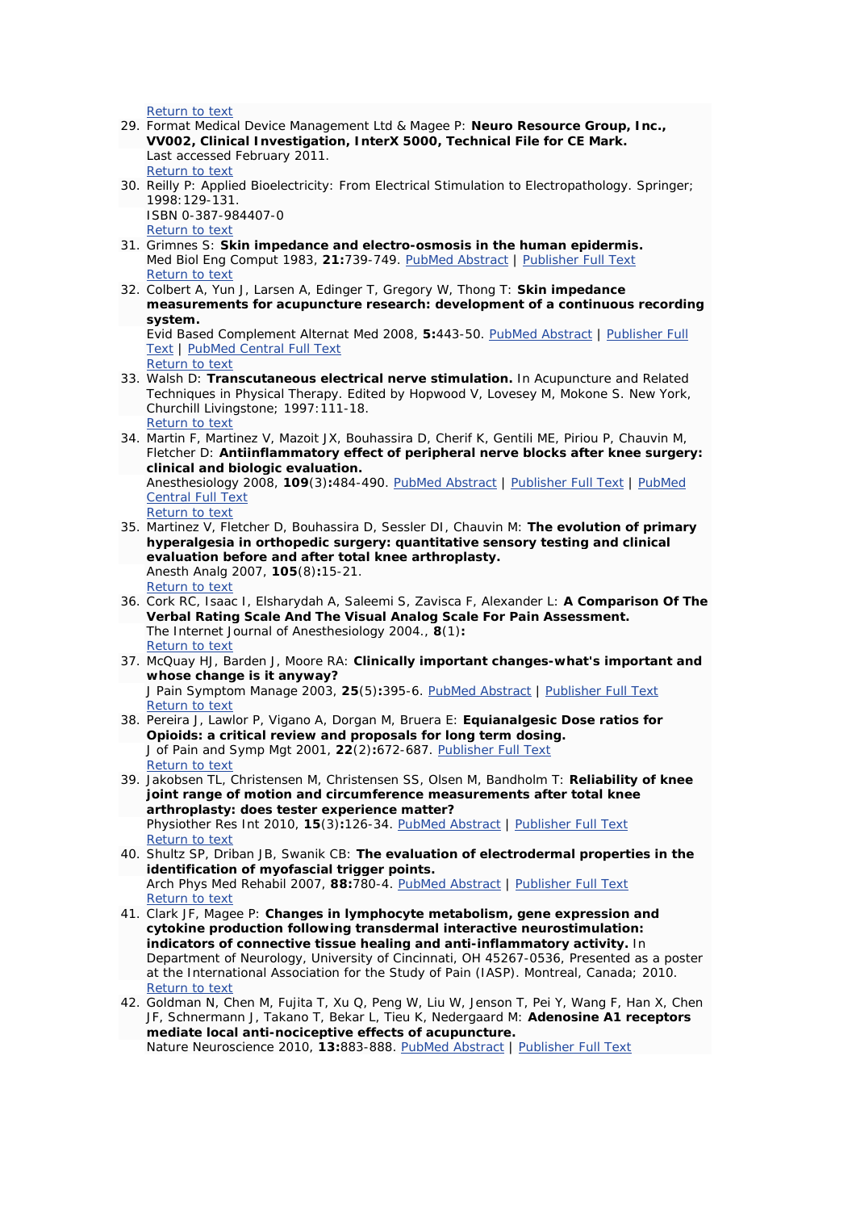Return to text

29. Format Medical Device Management Ltd & Magee P: **Neuro Resource Group, Inc., VV002, Clinical Investigation, InterX 5000, Technical File for CE Mark.**
    Last accessed February 2011.
    Return to text
30. Reilly P: Applied Bioelectricity: From Electrical Stimulation to Electropathology. Springer; 1998:129-131.
    ISBN 0-387-984407-0
    Return to text
31. Grimnes S: **Skin impedance and electro-osmosis in the human epidermis.**
    Med Biol Eng Comput 1983, **21:**739-749. PubMed Abstract | Publisher Full Text
    Return to text
32. Colbert A, Yun J, Larsen A, Edinger T, Gregory W, Thong T: **Skin impedance measurements for acupuncture research: development of a continuous recording system.**
    Evid Based Complement Alternat Med 2008, **5:**443-50. PubMed Abstract | Publisher Full Text | PubMed Central Full Text
    Return to text
33. Walsh D: **Transcutaneous electrical nerve stimulation.** In Acupuncture and Related Techniques in Physical Therapy. Edited by Hopwood V, Lovesey M, Mokone S. New York, Churchill Livingstone; 1997:111-18.
    Return to text
34. Martin F, Martinez V, Mazoit JX, Bouhassira D, Cherif K, Gentili ME, Piriou P, Chauvin M, Fletcher D: **Antiinflammatory effect of peripheral nerve blocks after knee surgery: clinical and biologic evaluation.**
    Anesthesiology 2008, **109**(3)**:**484-490. PubMed Abstract | Publisher Full Text | PubMed Central Full Text
    Return to text
35. Martinez V, Fletcher D, Bouhassira D, Sessler DI, Chauvin M: **The evolution of primary hyperalgesia in orthopedic surgery: quantitative sensory testing and clinical evaluation before and after total knee arthroplasty.**
    Anesth Analg 2007, **105**(8)**:**15-21.
    Return to text
36. Cork RC, Isaac I, Elsharydah A, Saleemi S, Zavisca F, Alexander L: **A Comparison Of The Verbal Rating Scale And The Visual Analog Scale For Pain Assessment.**
    The Internet Journal of Anesthesiology 2004., **8**(1)**:**
    Return to text
37. McQuay HJ, Barden J, Moore RA: **Clinically important changes-what's important and whose change is it anyway?**
    J Pain Symptom Manage 2003, **25**(5)**:**395-6. PubMed Abstract | Publisher Full Text
    Return to text
38. Pereira J, Lawlor P, Vigano A, Dorgan M, Bruera E: **Equianalgesic Dose ratios for Opioids: a critical review and proposals for long term dosing.**
    J of Pain and Symp Mgt 2001, **22**(2)**:**672-687. Publisher Full Text
    Return to text
39. Jakobsen TL, Christensen M, Christensen SS, Olsen M, Bandholm T: **Reliability of knee joint range of motion and circumference measurements after total knee arthroplasty: does tester experience matter?**
    Physiother Res Int 2010, **15**(3)**:**126-34. PubMed Abstract | Publisher Full Text
    Return to text
40. Shultz SP, Driban JB, Swanik CB: **The evaluation of electrodermal properties in the identification of myofascial trigger points.**
    Arch Phys Med Rehabil 2007, **88:**780-4. PubMed Abstract | Publisher Full Text
    Return to text
41. Clark JF, Magee P: **Changes in lymphocyte metabolism, gene expression and cytokine production following transdermal interactive neurostimulation: indicators of connective tissue healing and anti-inflammatory activity.** In Department of Neurology, University of Cincinnati, OH 45267-0536, Presented as a poster at the International Association for the Study of Pain (IASP). Montreal, Canada; 2010.
    Return to text
42. Goldman N, Chen M, Fujita T, Xu Q, Peng W, Liu W, Jenson T, Pei Y, Wang F, Han X, Chen JF, Schnermann J, Takano T, Bekar L, Tieu K, Nedergaard M: **Adenosine A1 receptors mediate local anti-nociceptive effects of acupuncture.**
    Nature Neuroscience 2010, **13:**883-888. PubMed Abstract | Publisher Full Text